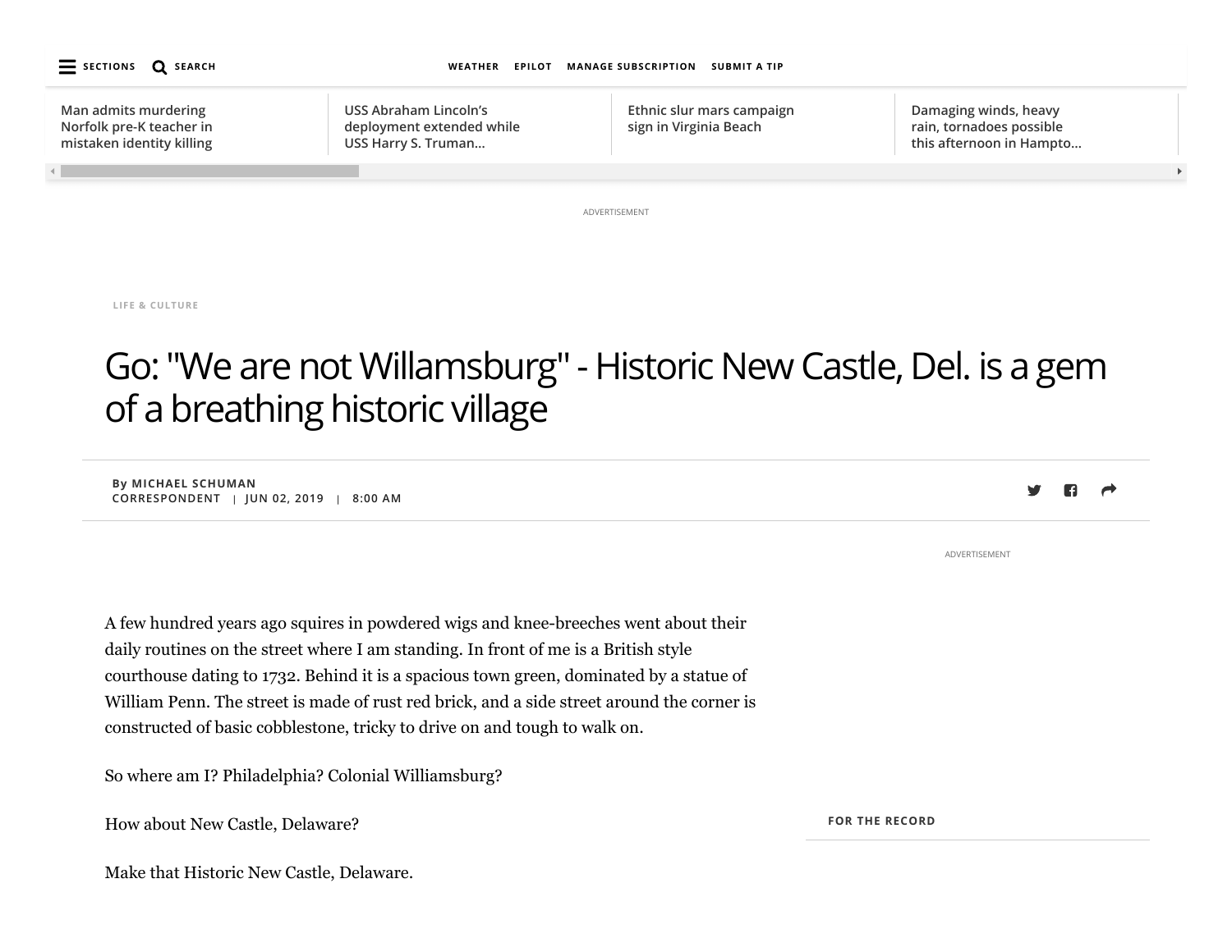LIFE & CULTURE

# Go: "We are not Willamsburg" - Historic New Castle, Del. is a gem of a breathing historic village

By MICHAEL SCHUMAN
CORRESPONDENT | JUN 02, 2019 | 8:00 AM

A few hundred years ago squires in powdered wigs and knee-breeches went about their daily routines on the street where I am standing. In front of me is a British style courthouse dating to 1732. Behind it is a spacious town green, dominated by a statue of William Penn. The street is made of rust red brick, and a side street around the corner is constructed of basic cobblestone, tricky to drive on and tough to walk on.

So where am I? Philadelphia? Colonial Williamsburg?

How about New Castle, Delaware?

Make that Historic New Castle, Delaware.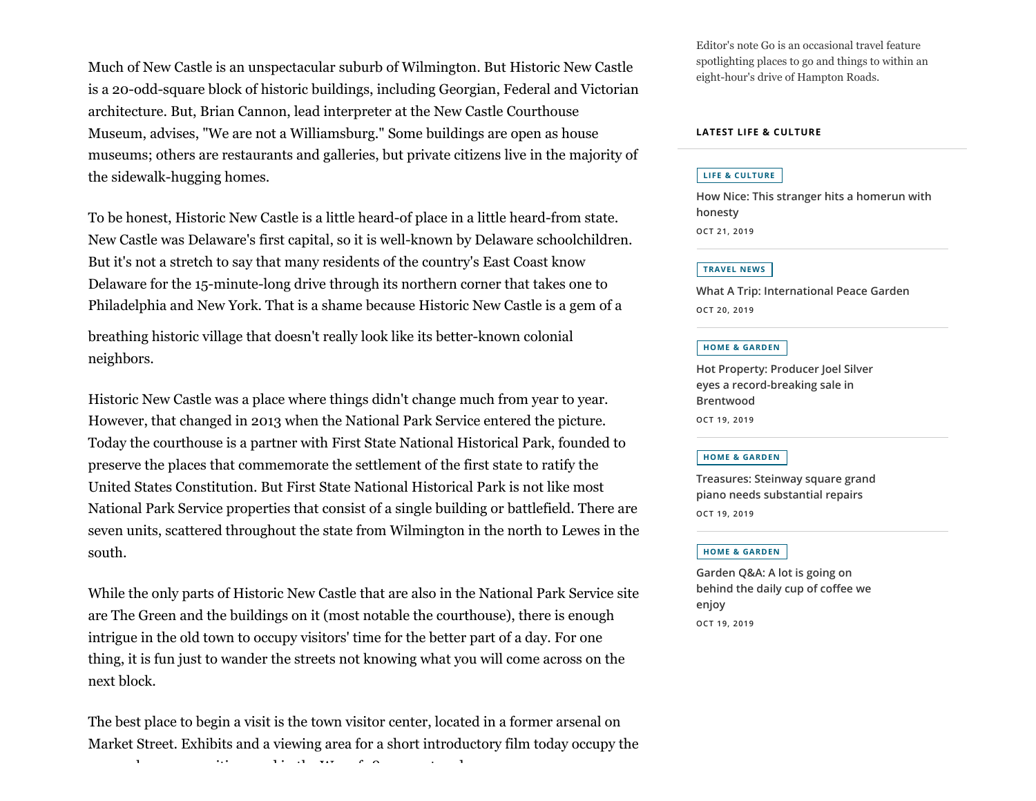Much of New Castle is an unspectacular suburb of Wilmington. But Historic New Castle is a 20-odd-square block of historic buildings, including Georgian, Federal and Victorian architecture. But, Brian Cannon, lead interpreter at the New Castle Courthouse Museum, advises, "We are not a Williamsburg." Some buildings are open as house museums; others are restaurants and galleries, but private citizens live in the majority of the sidewalk-hugging homes.

To be honest, Historic New Castle is a little heard-of place in a little heard-from state. New Castle was Delaware's first capital, so it is well-known by Delaware schoolchildren. But it's not a stretch to say that many residents of the country's East Coast know Delaware for the 15-minute-long drive through its northern corner that takes one to Philadelphia and New York. That is a shame because Historic New Castle is a gem of a breathing historic village that doesn't really look like its better-known colonial neighbors.

Historic New Castle was a place where things didn't change much from year to year. However, that changed in 2013 when the National Park Service entered the picture. Today the courthouse is a partner with First State National Historical Park, founded to preserve the places that commemorate the settlement of the first state to ratify the United States Constitution. But First State National Historical Park is not like most National Park Service properties that consist of a single building or battlefield. There are seven units, scattered throughout the state from Wilmington in the north to Lewes in the south.

While the only parts of Historic New Castle that are also in the National Park Service site are The Green and the buildings on it (most notable the courthouse), there is enough intrigue in the old town to occupy visitors' time for the better part of a day. For one thing, it is fun just to wander the streets not knowing what you will come across on the next block.

The best place to begin a visit is the town visitor center, located in a former arsenal on Market Street. Exhibits and a viewing area for a short introductory film today occupy the

Editor's note Go is an occasional travel feature spotlighting places to go and things to within an eight-hour's drive of Hampton Roads.

**LATEST LIFE & CULTURE**

LIFE & CULTURE
How Nice: This stranger hits a homerun with honesty
OCT 21, 2019

TRAVEL NEWS
What A Trip: International Peace Garden
OCT 20, 2019

HOME & GARDEN
Hot Property: Producer Joel Silver eyes a record-breaking sale in Brentwood
OCT 19, 2019

HOME & GARDEN
Treasures: Steinway square grand piano needs substantial repairs
OCT 19, 2019

HOME & GARDEN
Garden Q&A: A lot is going on behind the daily cup of coffee we enjoy
OCT 19, 2019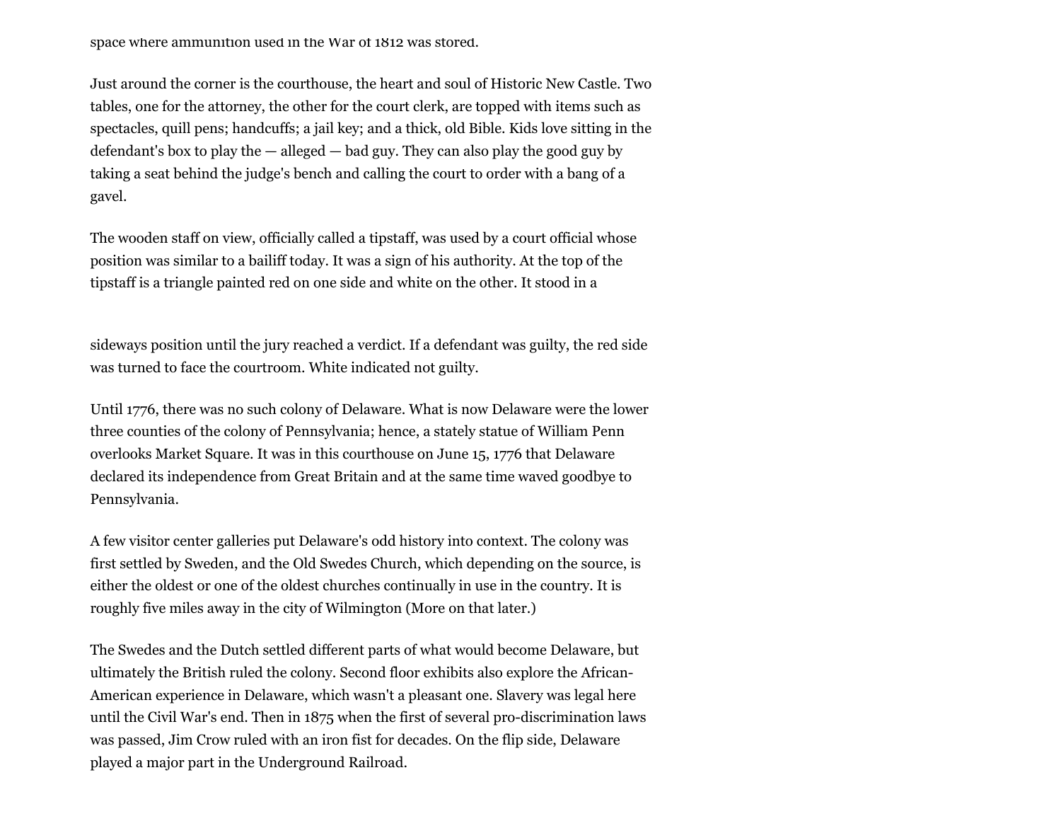space where ammunition used in the War of 1812 was stored.

Just around the corner is the courthouse, the heart and soul of Historic New Castle. Two tables, one for the attorney, the other for the court clerk, are topped with items such as spectacles, quill pens; handcuffs; a jail key; and a thick, old Bible. Kids love sitting in the defendant's box to play the — alleged — bad guy. They can also play the good guy by taking a seat behind the judge's bench and calling the court to order with a bang of a gavel.

The wooden staff on view, officially called a tipstaff, was used by a court official whose position was similar to a bailiff today. It was a sign of his authority. At the top of the tipstaff is a triangle painted red on one side and white on the other. It stood in a sideways position until the jury reached a verdict. If a defendant was guilty, the red side was turned to face the courtroom. White indicated not guilty.

Until 1776, there was no such colony of Delaware. What is now Delaware were the lower three counties of the colony of Pennsylvania; hence, a stately statue of William Penn overlooks Market Square. It was in this courthouse on June 15, 1776 that Delaware declared its independence from Great Britain and at the same time waved goodbye to Pennsylvania.

A few visitor center galleries put Delaware's odd history into context. The colony was first settled by Sweden, and the Old Swedes Church, which depending on the source, is either the oldest or one of the oldest churches continually in use in the country. It is roughly five miles away in the city of Wilmington (More on that later.)

The Swedes and the Dutch settled different parts of what would become Delaware, but ultimately the British ruled the colony. Second floor exhibits also explore the African-American experience in Delaware, which wasn't a pleasant one. Slavery was legal here until the Civil War's end. Then in 1875 when the first of several pro-discrimination laws was passed, Jim Crow ruled with an iron fist for decades. On the flip side, Delaware played a major part in the Underground Railroad.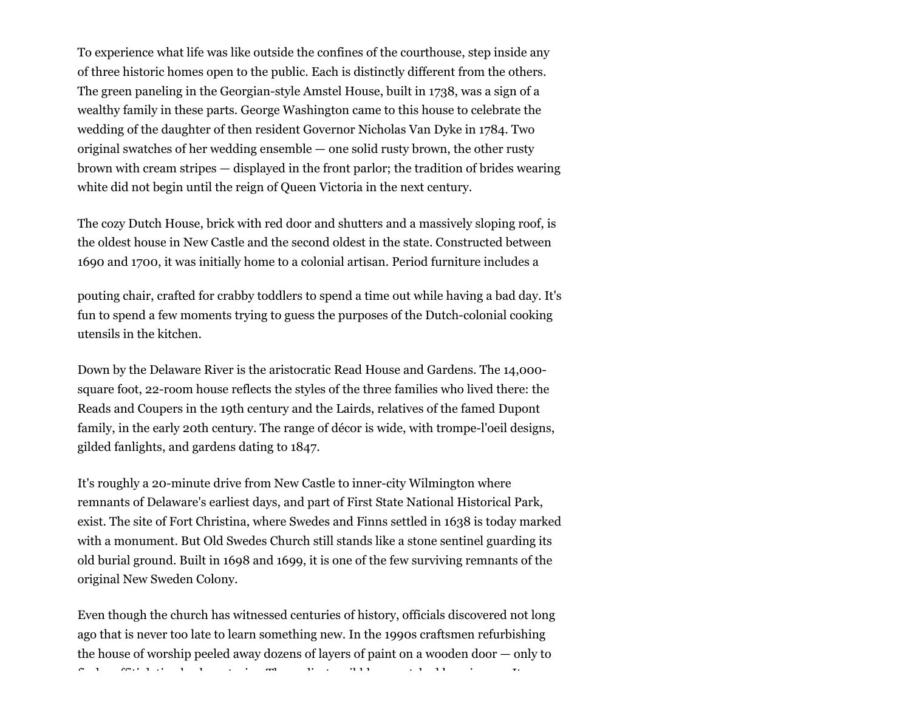To experience what life was like outside the confines of the courthouse, step inside any of three historic homes open to the public. Each is distinctly different from the others. The green paneling in the Georgian-style Amstel House, built in 1738, was a sign of a wealthy family in these parts. George Washington came to this house to celebrate the wedding of the daughter of then resident Governor Nicholas Van Dyke in 1784. Two original swatches of her wedding ensemble — one solid rusty brown, the other rusty brown with cream stripes — displayed in the front parlor; the tradition of brides wearing white did not begin until the reign of Queen Victoria in the next century.

The cozy Dutch House, brick with red door and shutters and a massively sloping roof, is the oldest house in New Castle and the second oldest in the state. Constructed between 1690 and 1700, it was initially home to a colonial artisan. Period furniture includes a pouting chair, crafted for crabby toddlers to spend a time out while having a bad day. It's fun to spend a few moments trying to guess the purposes of the Dutch-colonial cooking utensils in the kitchen.

Down by the Delaware River is the aristocratic Read House and Gardens. The 14,000-square foot, 22-room house reflects the styles of the three families who lived there: the Reads and Coupers in the 19th century and the Lairds, relatives of the famed Dupont family, in the early 20th century. The range of décor is wide, with trompe-l'oeil designs, gilded fanlights, and gardens dating to 1847.

It's roughly a 20-minute drive from New Castle to inner-city Wilmington where remnants of Delaware's earliest days, and part of First State National Historical Park, exist. The site of Fort Christina, where Swedes and Finns settled in 1638 is today marked with a monument. But Old Swedes Church still stands like a stone sentinel guarding its old burial ground. Built in 1698 and 1699, it is one of the few surviving remnants of the original New Sweden Colony.

Even though the church has witnessed centuries of history, officials discovered not long ago that is never too late to learn something new. In the 1990s craftsmen refurbishing the house of worship peeled away dozens of layers of paint on a wooden door — only to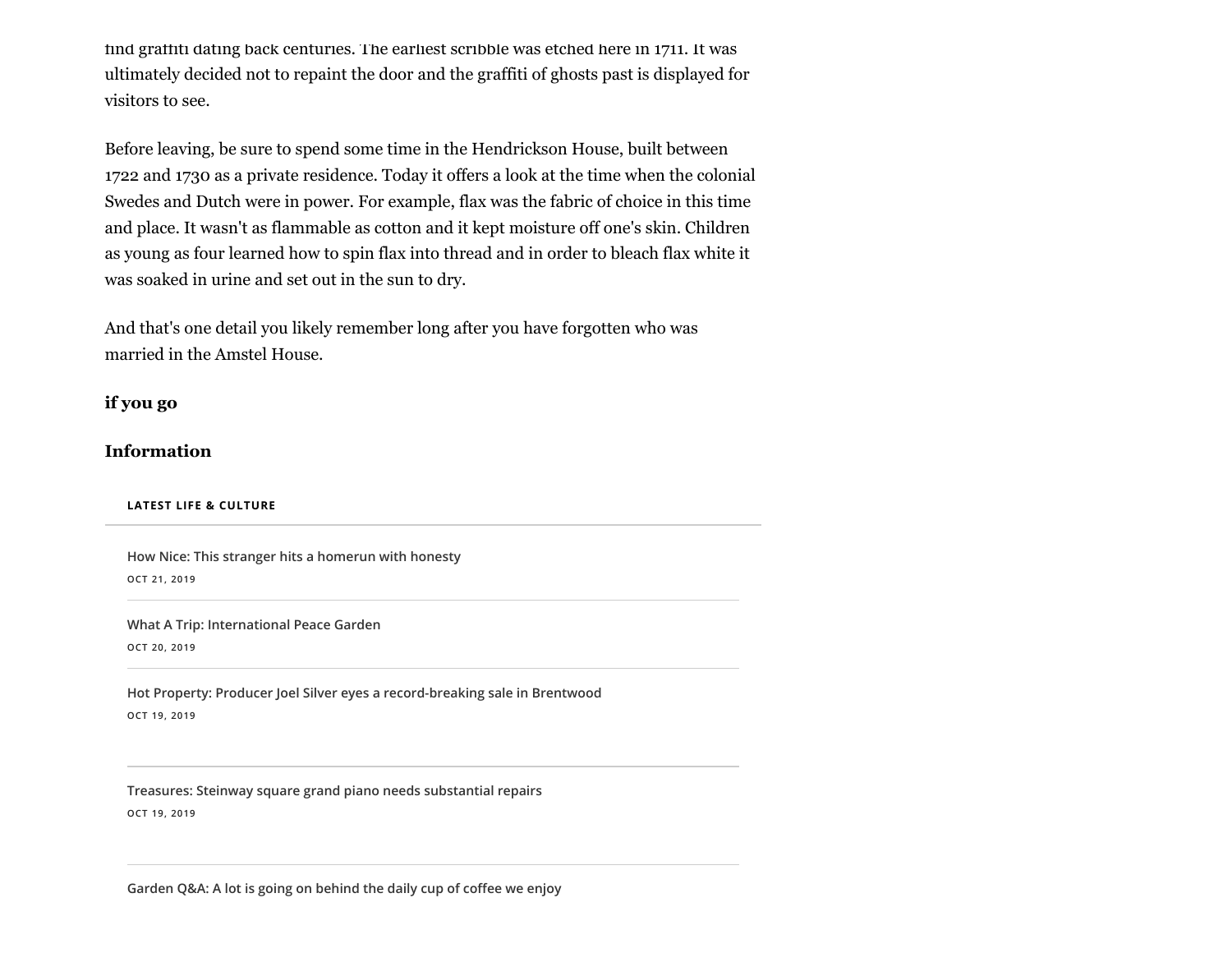find graffiti dating back centuries. The earliest scribble was etched here in 1711. It was ultimately decided not to repaint the door and the graffiti of ghosts past is displayed for visitors to see.

Before leaving, be sure to spend some time in the Hendrickson House, built between 1722 and 1730 as a private residence. Today it offers a look at the time when the colonial Swedes and Dutch were in power. For example, flax was the fabric of choice in this time and place. It wasn't as flammable as cotton and it kept moisture off one's skin. Children as young as four learned how to spin flax into thread and in order to bleach flax white it was soaked in urine and set out in the sun to dry.

And that's one detail you likely remember long after you have forgotten who was married in the Amstel House.

**if you go**

**Information**

**LATEST LIFE & CULTURE**

How Nice: This stranger hits a homerun with honesty

OCT 21, 2019

What A Trip: International Peace Garden

OCT 20, 2019

Hot Property: Producer Joel Silver eyes a record-breaking sale in Brentwood

OCT 19, 2019

Treasures: Steinway square grand piano needs substantial repairs

OCT 19, 2019

Garden Q&A: A lot is going on behind the daily cup of coffee we enjoy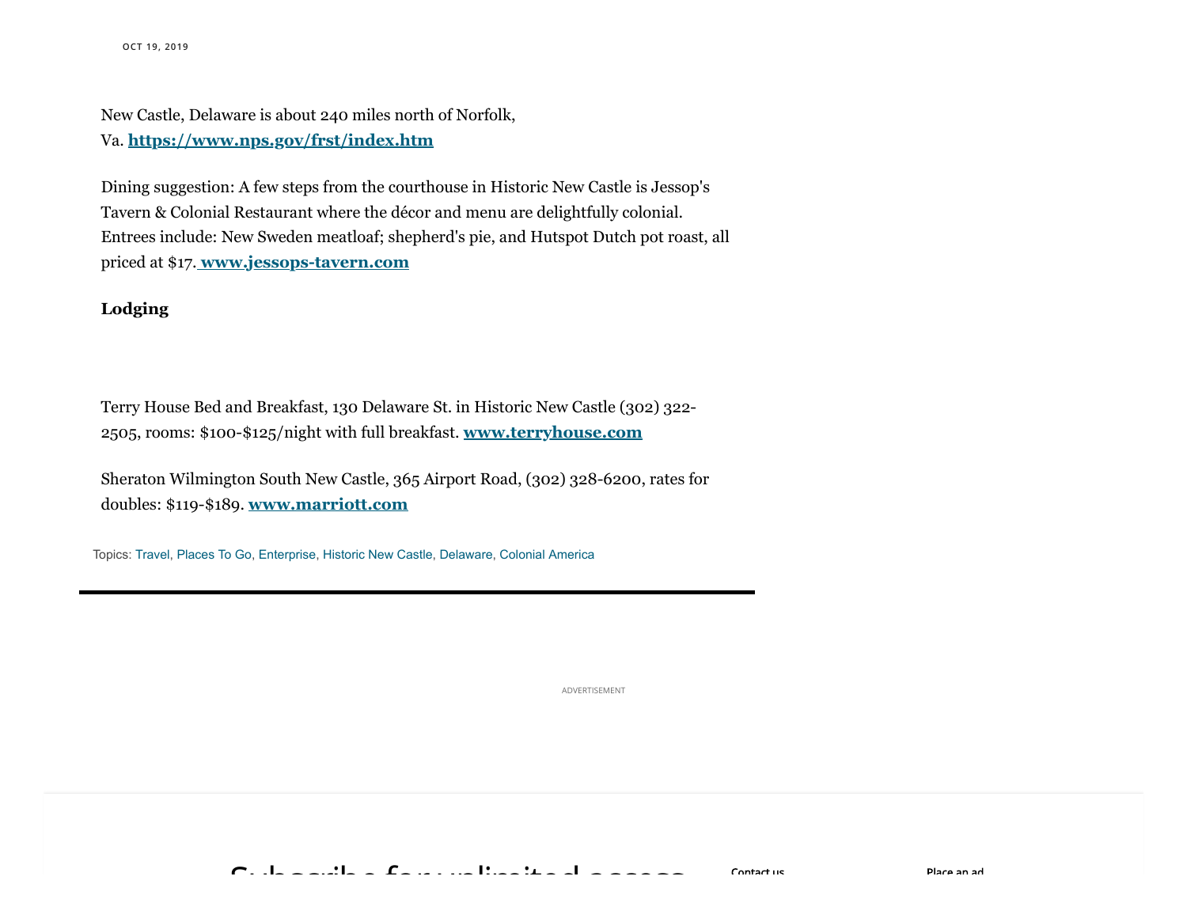OCT 19, 2019

New Castle, Delaware is about 240 miles north of Norfolk, Va. **https://www.nps.gov/frst/index.htm**

Dining suggestion: A few steps from the courthouse in Historic New Castle is Jessop's Tavern & Colonial Restaurant where the décor and menu are delightfully colonial. Entrees include: New Sweden meatloaf; shepherd's pie, and Hutspot Dutch pot roast, all priced at $17. **www.jessops-tavern.com**

**Lodging**

Terry House Bed and Breakfast, 130 Delaware St. in Historic New Castle (302) 322-2505, rooms: $100-$125/night with full breakfast. **www.terryhouse.com**

Sheraton Wilmington South New Castle, 365 Airport Road, (302) 328-6200, rates for doubles: $119-$189. **www.marriott.com**

Topics: Travel, Places To Go, Enterprise, Historic New Castle, Delaware, Colonial America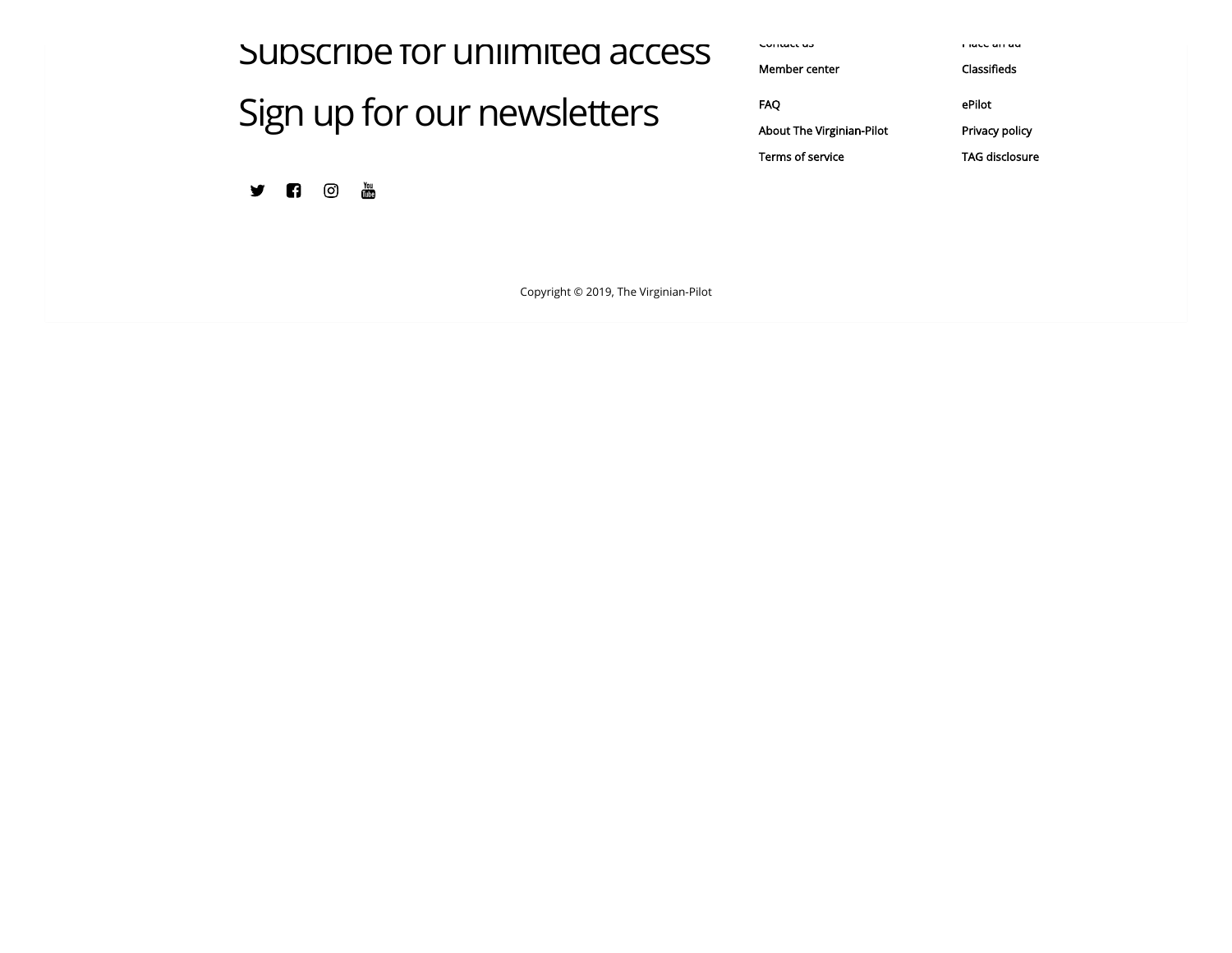Subscribe for unlimited access

Sign up for our newsletters

Contact us

Member center

FAQ

About The Virginian-Pilot

Terms of service

Place an ad

Classifieds

ePilot

Privacy policy

TAG disclosure

Copyright © 2019, The Virginian-Pilot